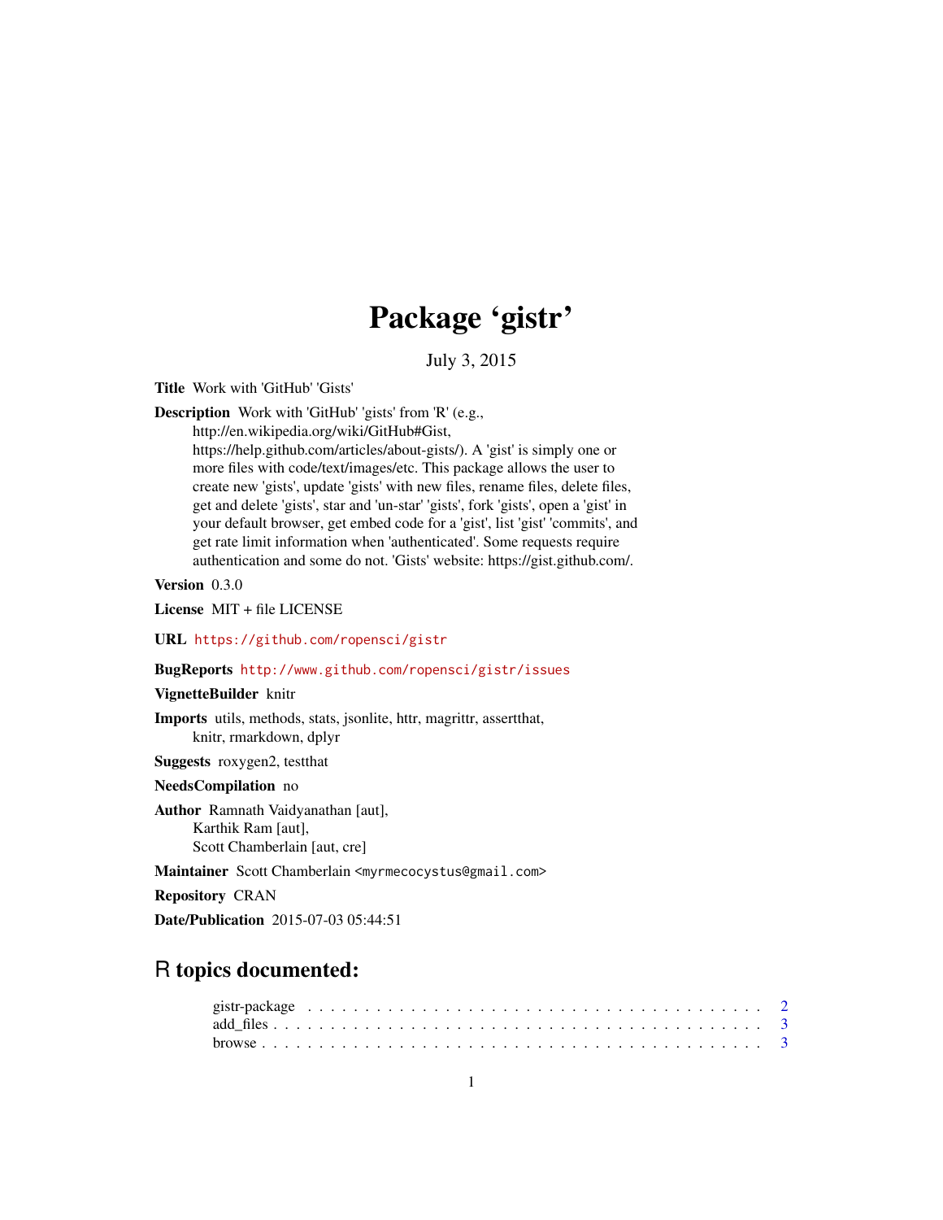# Package 'gistr'

July 3, 2015

**Title** Work with 'GitHub' 'Gists'

**Description** Work with 'GitHub' 'gists' from 'R' (e.g., http://en.wikipedia.org/wiki/GitHub#Gist, https://help.github.com/articles/about-gists/). A 'gist' is simply one or more files with code/text/images/etc. This package allows the user to create new 'gists', update 'gists' with new files, rename files, delete files, get and delete 'gists', star and 'un-star' 'gists', fork 'gists', open a 'gist' in your default browser, get embed code for a 'gist', list 'gist' 'commits', and get rate limit information when 'authenticated'. Some requests require authentication and some do not. 'Gists' website: https://gist.github.com/.

**Version** 0.3.0

**License** MIT + file LICENSE

**URL** https://github.com/ropensci/gistr

**BugReports** http://www.github.com/ropensci/gistr/issues

**VignetteBuilder** knitr

**Imports** utils, methods, stats, jsonlite, httr, magrittr, assertthat, knitr, rmarkdown, dplyr

**Suggests** roxygen2, testthat

**NeedsCompilation** no

**Author** Ramnath Vaidyanathan [aut], Karthik Ram [aut], Scott Chamberlain [aut, cre]

**Maintainer** Scott Chamberlain <myrmecocystus@gmail.com>

**Repository** CRAN

**Date/Publication** 2015-07-03 05:44:51

## R topics documented:

gistr-package . . . . . . . . . . . . . . . . . . . . . . . . . . . . . . . . . . . . . . 2
add_files . . . . . . . . . . . . . . . . . . . . . . . . . . . . . . . . . . . . . . . . 3
browse . . . . . . . . . . . . . . . . . . . . . . . . . . . . . . . . . . . . . . . . . 3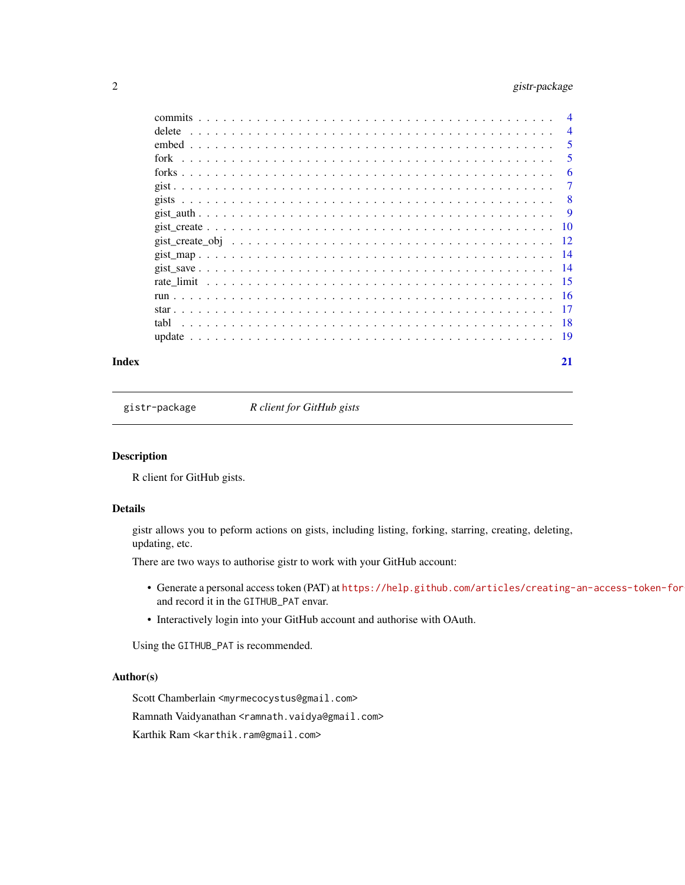commits . . . . . . . . . . . . . . . . . . . . . . . . . . . . . . . . . . . . . . . . 4
delete . . . . . . . . . . . . . . . . . . . . . . . . . . . . . . . . . . . . . . . . 4
embed . . . . . . . . . . . . . . . . . . . . . . . . . . . . . . . . . . . . . . . . 5
fork . . . . . . . . . . . . . . . . . . . . . . . . . . . . . . . . . . . . . . . . 5
forks . . . . . . . . . . . . . . . . . . . . . . . . . . . . . . . . . . . . . . . . 6
gist . . . . . . . . . . . . . . . . . . . . . . . . . . . . . . . . . . . . . . . . 7
gists . . . . . . . . . . . . . . . . . . . . . . . . . . . . . . . . . . . . . . . . 8
gist_auth . . . . . . . . . . . . . . . . . . . . . . . . . . . . . . . . . . . . . . . . 9
gist_create . . . . . . . . . . . . . . . . . . . . . . . . . . . . . . . . . . . . . . . . 10
gist_create_obj . . . . . . . . . . . . . . . . . . . . . . . . . . . . . . . . . . . . . . . . 12
gist_map . . . . . . . . . . . . . . . . . . . . . . . . . . . . . . . . . . . . . . . . 14
gist_save . . . . . . . . . . . . . . . . . . . . . . . . . . . . . . . . . . . . . . . . 14
rate_limit . . . . . . . . . . . . . . . . . . . . . . . . . . . . . . . . . . . . . . . . 15
run . . . . . . . . . . . . . . . . . . . . . . . . . . . . . . . . . . . . . . . . 16
star . . . . . . . . . . . . . . . . . . . . . . . . . . . . . . . . . . . . . . . . 17
tabl . . . . . . . . . . . . . . . . . . . . . . . . . . . . . . . . . . . . . . . . 18
update . . . . . . . . . . . . . . . . . . . . . . . . . . . . . . . . . . . . . . . . 19

**Index** **21**

---

`gistr-package` *R client for GitHub gists*

---

## Description

R client for GitHub gists.

## Details

gistr allows you to peform actions on gists, including listing, forking, starring, creating, deleting, updating, etc.

There are two ways to authorise gistr to work with your GitHub account:

- Generate a personal access token (PAT) at `https://help.github.com/articles/creating-an-access-token-for` and record it in the `GITHUB_PAT` envar.
- Interactively login into your GitHub account and authorise with OAuth.

Using the `GITHUB_PAT` is recommended.

## Author(s)

Scott Chamberlain <myrmecocystus@gmail.com>

Ramnath Vaidyanathan <ramnath.vaidya@gmail.com>

Karthik Ram <karthik.ram@gmail.com>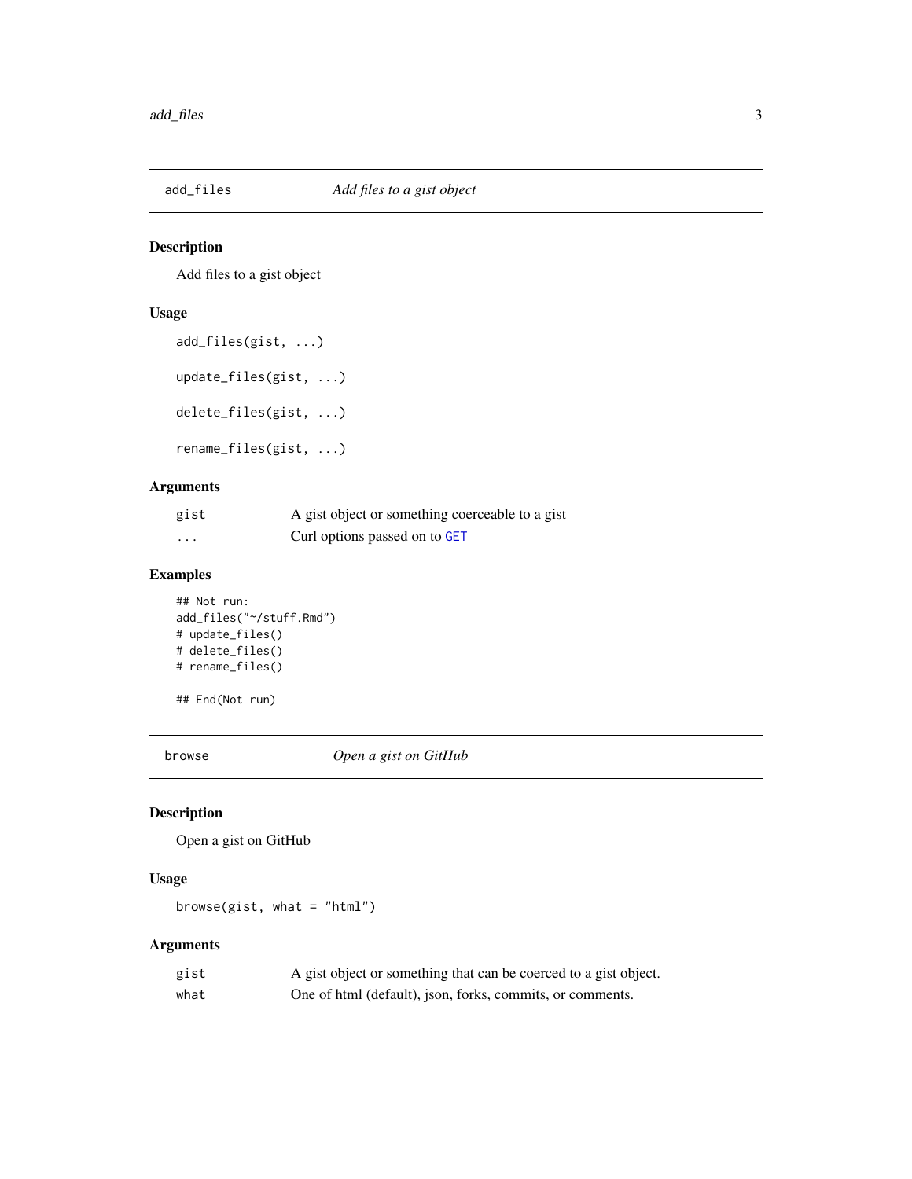## add_files — *Add files to a gist object*

### Description

Add files to a gist object

### Usage

```
add_files(gist, ...)

update_files(gist, ...)

delete_files(gist, ...)

rename_files(gist, ...)
```

### Arguments

| | |
|---|---|
| gist | A gist object or something coerceable to a gist |
| ... | Curl options passed on to GET |

### Examples

```
## Not run:
add_files("~/stuff.Rmd")
# update_files()
# delete_files()
# rename_files()

## End(Not run)
```

## browse — *Open a gist on GitHub*

### Description

Open a gist on GitHub

### Usage

```
browse(gist, what = "html")
```

### Arguments

| | |
|---|---|
| gist | A gist object or something that can be coerced to a gist object. |
| what | One of html (default), json, forks, commits, or comments. |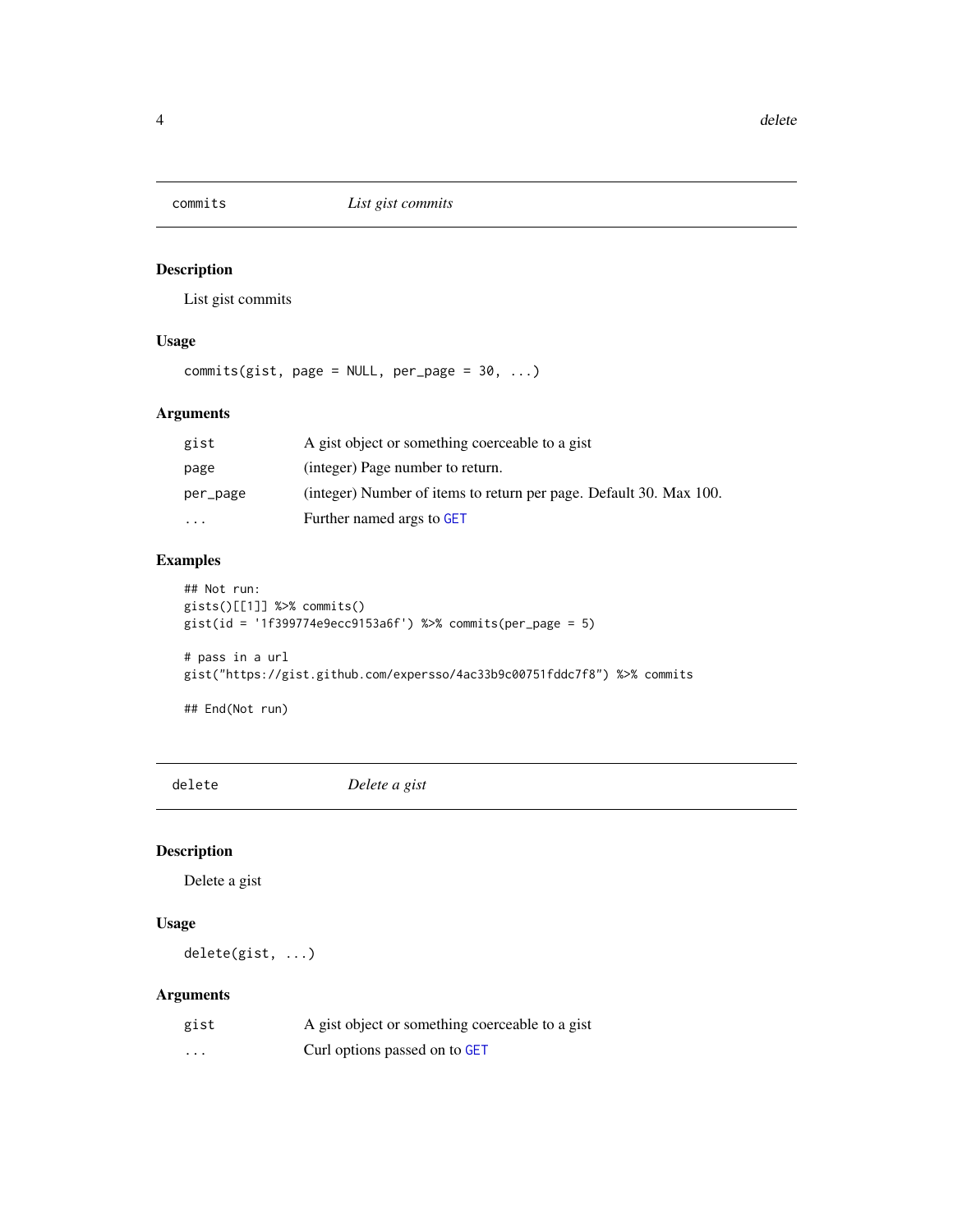## commits — *List gist commits*

### Description

List gist commits

### Usage

```
commits(gist, page = NULL, per_page = 30, ...)
```

### Arguments

| | |
|---|---|
| `gist` | A gist object or something coerceable to a gist |
| `page` | (integer) Page number to return. |
| `per_page` | (integer) Number of items to return per page. Default 30. Max 100. |
| `...` | Further named args to `GET` |

### Examples

```
## Not run:
gists()[[1]] %>% commits()
gist(id = '1f399774e9ecc9153a6f') %>% commits(per_page = 5)

# pass in a url
gist("https://gist.github.com/expersso/4ac33b9c00751fddc7f8") %>% commits

## End(Not run)
```

## delete — *Delete a gist*

### Description

Delete a gist

### Usage

```
delete(gist, ...)
```

### Arguments

| | |
|---|---|
| `gist` | A gist object or something coerceable to a gist |
| `...` | Curl options passed on to `GET` |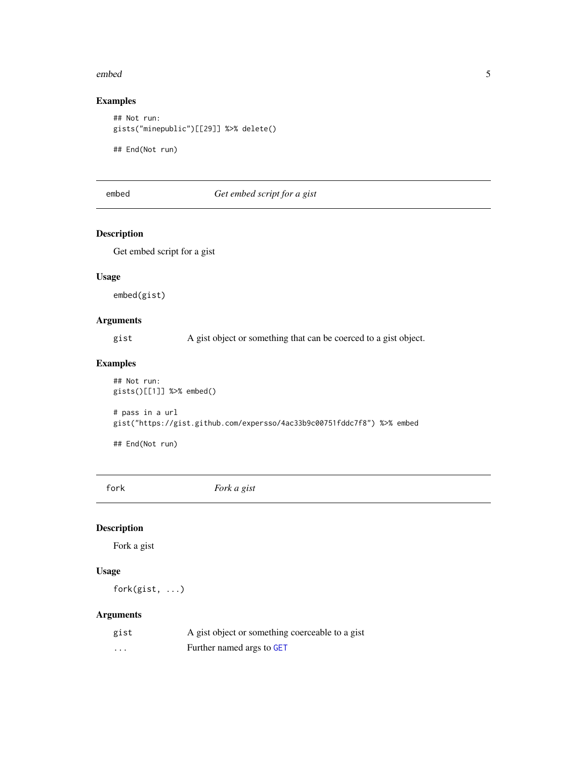### Examples

```
## Not run:
gists("minepublic")[[29]] %>% delete()

## End(Not run)
```

---

## embed — *Get embed script for a gist*

---

### Description

Get embed script for a gist

### Usage

```
embed(gist)
```

### Arguments

| | |
|---|---|
| gist | A gist object or something that can be coerced to a gist object. |

### Examples

```
## Not run:
gists()[[1]] %>% embed()

# pass in a url
gist("https://gist.github.com/expersso/4ac33b9c00751fddc7f8") %>% embed

## End(Not run)
```

---

## fork — *Fork a gist*

---

### Description

Fork a gist

### Usage

```
fork(gist, ...)
```

### Arguments

| | |
|---|---|
| gist | A gist object or something coerceable to a gist |
| ... | Further named args to GET |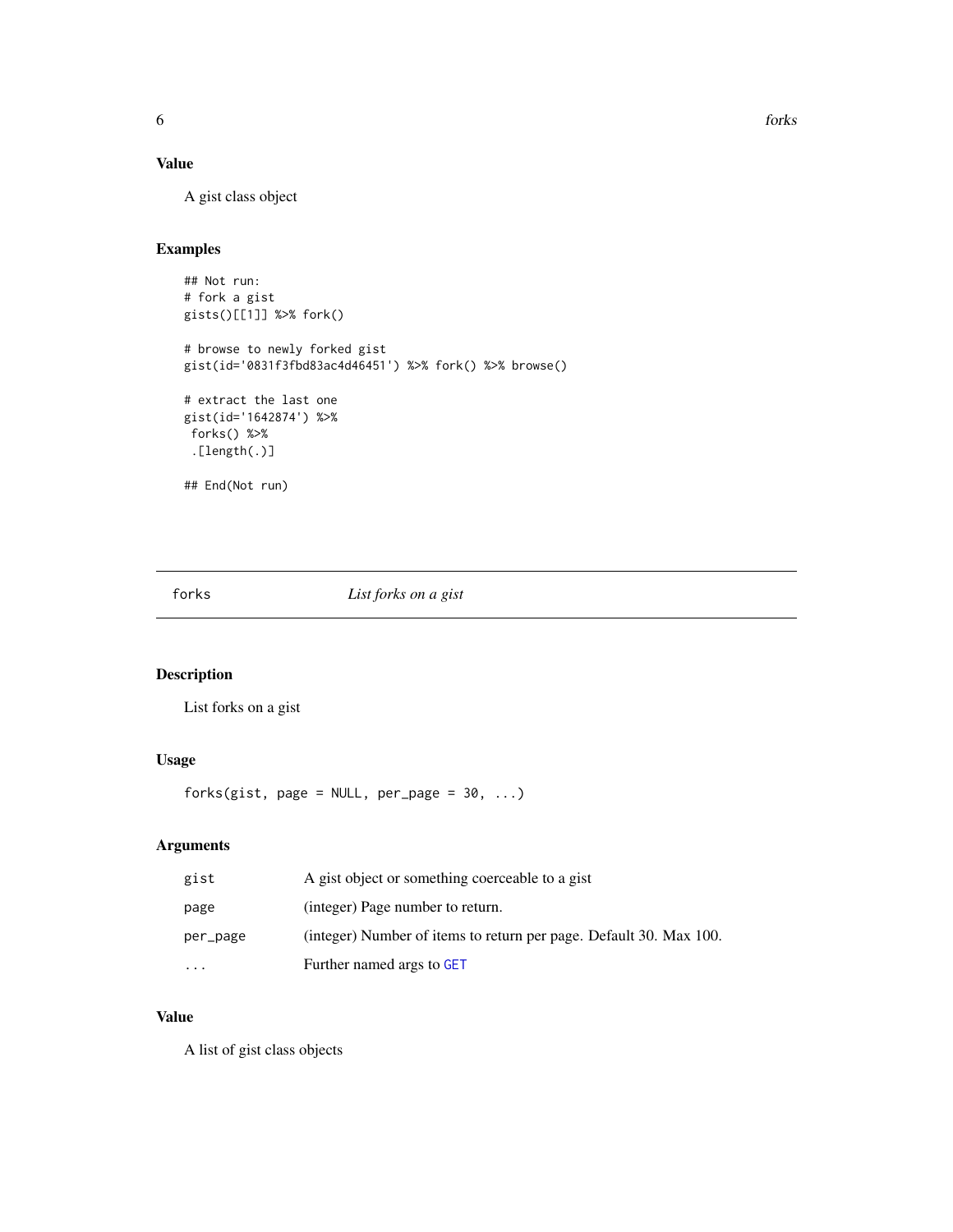### Value

A gist class object

### Examples

```
## Not run:
# fork a gist
gists()[[1]] %>% fork()

# browse to newly forked gist
gist(id='0831f3fbd83ac4d46451') %>% fork() %>% browse()

# extract the last one
gist(id='1642874') %>%
 forks() %>%
 .[length(.)]

## End(Not run)
```

---

## forks *List forks on a gist*

---

### Description

List forks on a gist

### Usage

```
forks(gist, page = NULL, per_page = 30, ...)
```

### Arguments

| | |
|---|---|
| gist | A gist object or something coerceable to a gist |
| page | (integer) Page number to return. |
| per_page | (integer) Number of items to return per page. Default 30. Max 100. |
| ... | Further named args to GET |

### Value

A list of gist class objects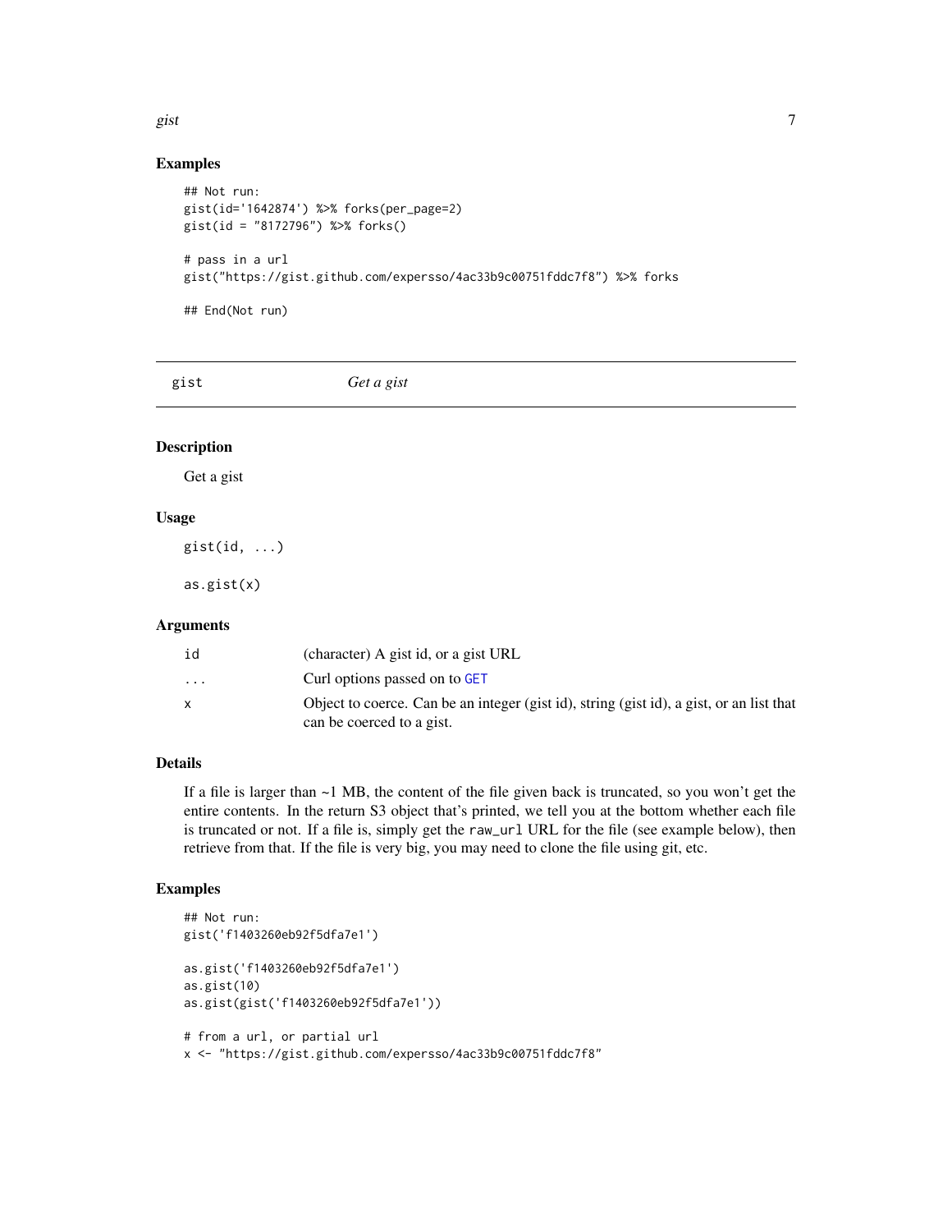### Examples

```
## Not run:
gist(id='1642874') %>% forks(per_page=2)
gist(id = "8172796") %>% forks()

# pass in a url
gist("https://gist.github.com/expersso/4ac33b9c00751fddc7f8") %>% forks

## End(Not run)
```

---

## gist — *Get a gist*

---

### Description

Get a gist

### Usage

```
gist(id, ...)

as.gist(x)
```

### Arguments

| | |
|---|---|
| id | (character) A gist id, or a gist URL |
| ... | Curl options passed on to GET |
| x | Object to coerce. Can be an integer (gist id), string (gist id), a gist, or an list that can be coerced to a gist. |

### Details

If a file is larger than ~1 MB, the content of the file given back is truncated, so you won't get the entire contents. In the return S3 object that's printed, we tell you at the bottom whether each file is truncated or not. If a file is, simply get the `raw_url` URL for the file (see example below), then retrieve from that. If the file is very big, you may need to clone the file using git, etc.

### Examples

```
## Not run:
gist('f1403260eb92f5dfa7e1')

as.gist('f1403260eb92f5dfa7e1')
as.gist(10)
as.gist(gist('f1403260eb92f5dfa7e1'))

# from a url, or partial url
x <- "https://gist.github.com/expersso/4ac33b9c00751fddc7f8"
```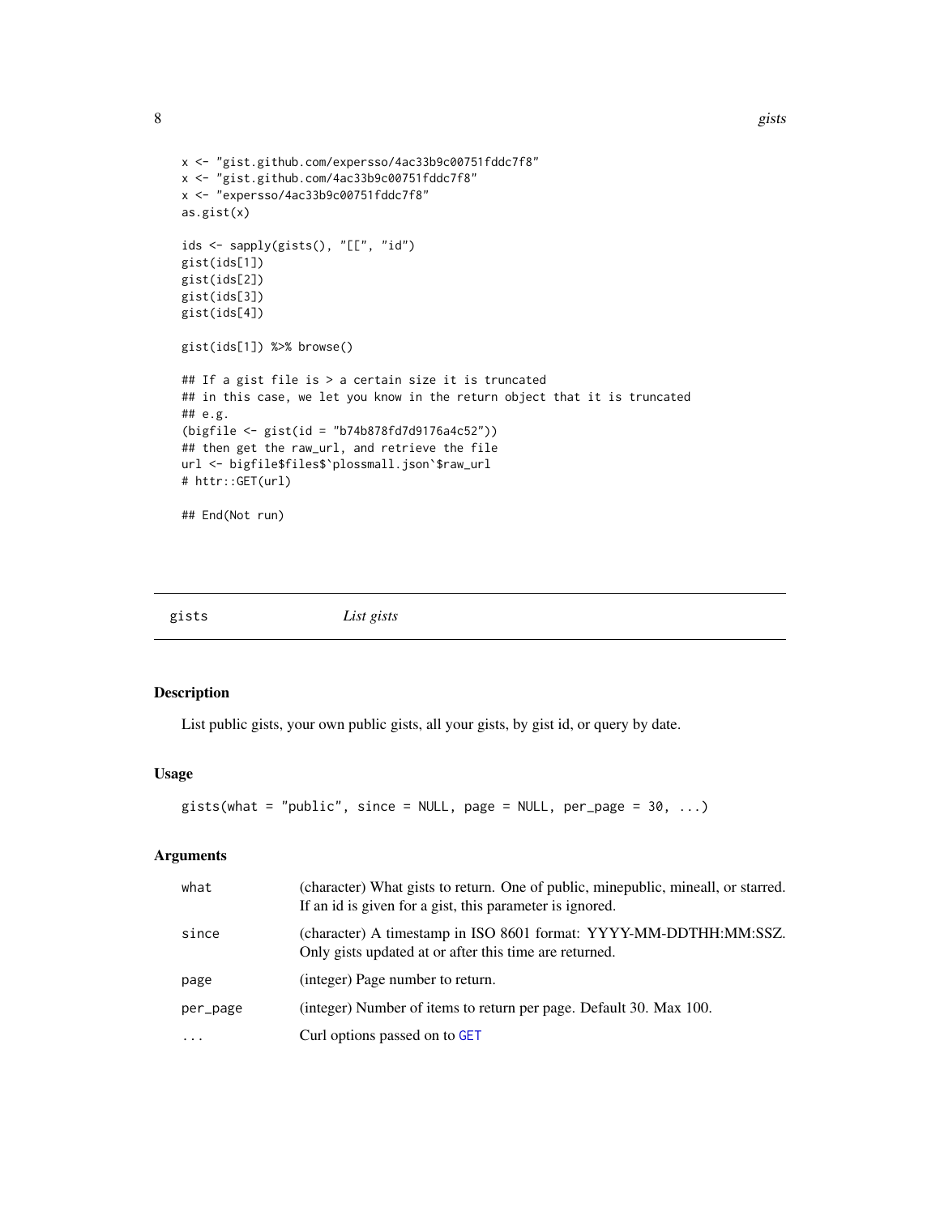```
x <- "gist.github.com/expersso/4ac33b9c00751fddc7f8"
x <- "gist.github.com/4ac33b9c00751fddc7f8"
x <- "expersso/4ac33b9c00751fddc7f8"
as.gist(x)

ids <- sapply(gists(), "[[", "id")
gist(ids[1])
gist(ids[2])
gist(ids[3])
gist(ids[4])

gist(ids[1]) %>% browse()

## If a gist file is > a certain size it is truncated
## in this case, we let you know in the return object that it is truncated
## e.g.
(bigfile <- gist(id = "b74b878fd7d9176a4c52"))
## then get the raw_url, and retrieve the file
url <- bigfile$files$`plossmall.json`$raw_url
# httr::GET(url)

## End(Not run)
```

---

## gists — *List gists*

### Description

List public gists, your own public gists, all your gists, by gist id, or query by date.

### Usage

```
gists(what = "public", since = NULL, page = NULL, per_page = 30, ...)
```

### Arguments

| | |
|---|---|
| what | (character) What gists to return. One of public, minepublic, mineall, or starred. If an id is given for a gist, this parameter is ignored. |
| since | (character) A timestamp in ISO 8601 format: YYYY-MM-DDTHH:MM:SSZ. Only gists updated at or after this time are returned. |
| page | (integer) Page number to return. |
| per_page | (integer) Number of items to return per page. Default 30. Max 100. |
| ... | Curl options passed on to GET |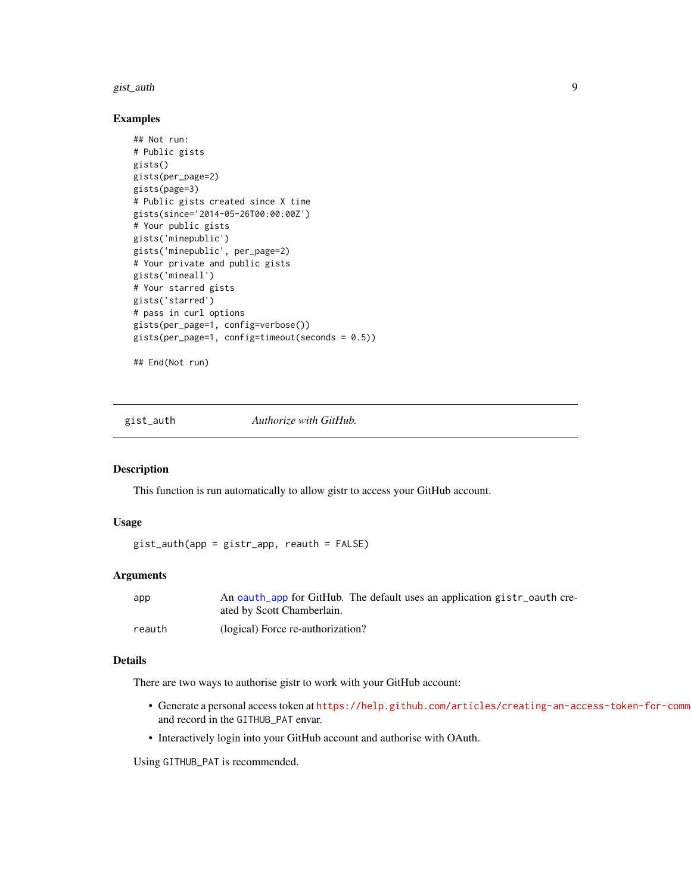## Examples

```
## Not run:
# Public gists
gists()
gists(per_page=2)
gists(page=3)
# Public gists created since X time
gists(since='2014-05-26T00:00:00Z')
# Your public gists
gists('minepublic')
gists('minepublic', per_page=2)
# Your private and public gists
gists('mineall')
# Your starred gists
gists('starred')
# pass in curl options
gists(per_page=1, config=verbose())
gists(per_page=1, config=timeout(seconds = 0.5))

## End(Not run)
```

---

# gist_auth — *Authorize with GitHub.*

## Description

This function is run automatically to allow gistr to access your GitHub account.

## Usage

```
gist_auth(app = gistr_app, reauth = FALSE)
```

## Arguments

| | |
|---|---|
| app | An oauth_app for GitHub. The default uses an application gistr_oauth created by Scott Chamberlain. |
| reauth | (logical) Force re-authorization? |

## Details

There are two ways to authorise gistr to work with your GitHub account:

- Generate a personal access token at https://help.github.com/articles/creating-an-access-token-for-comma and record in the GITHUB_PAT envar.
- Interactively login into your GitHub account and authorise with OAuth.

Using GITHUB_PAT is recommended.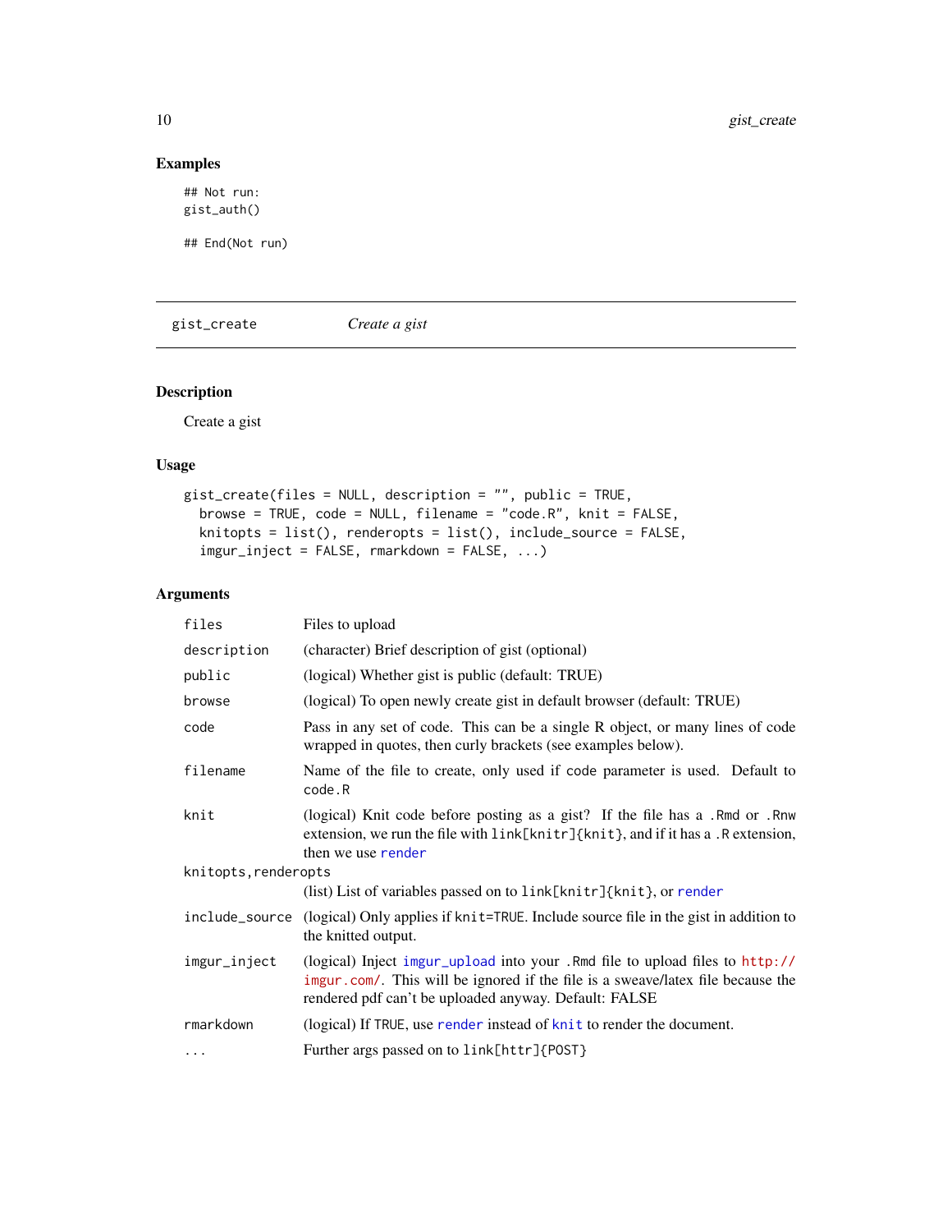## Examples

```
## Not run:
gist_auth()

## End(Not run)
```

---

`gist_create` *Create a gist*

---

## Description

Create a gist

## Usage

```
gist_create(files = NULL, description = "", public = TRUE,
  browse = TRUE, code = NULL, filename = "code.R", knit = FALSE,
  knitopts = list(), renderopts = list(), include_source = FALSE,
  imgur_inject = FALSE, rmarkdown = FALSE, ...)
```

## Arguments

| Argument | Description |
|---|---|
| `files` | Files to upload |
| `description` | (character) Brief description of gist (optional) |
| `public` | (logical) Whether gist is public (default: TRUE) |
| `browse` | (logical) To open newly create gist in default browser (default: TRUE) |
| `code` | Pass in any set of code. This can be a single R object, or many lines of code wrapped in quotes, then curly brackets (see examples below). |
| `filename` | Name of the file to create, only used if code parameter is used. Default to `code.R` |
| `knit` | (logical) Knit code before posting as a gist? If the file has a `.Rmd` or `.Rnw` extension, we run the file with `link[knitr]{knit}`, and if it has a `.R` extension, then we use `render` |
| `knitopts,renderopts` | (list) List of variables passed on to `link[knitr]{knit}`, or `render` |
| `include_source` | (logical) Only applies if `knit=TRUE`. Include source file in the gist in addition to the knitted output. |
| `imgur_inject` | (logical) Inject `imgur_upload` into your `.Rmd` file to upload files to http://imgur.com/. This will be ignored if the file is a sweave/latex file because the rendered pdf can't be uploaded anyway. Default: FALSE |
| `rmarkdown` | (logical) If `TRUE`, use `render` instead of `knit` to render the document. |
| `...` | Further args passed on to `link[httr]{POST}` |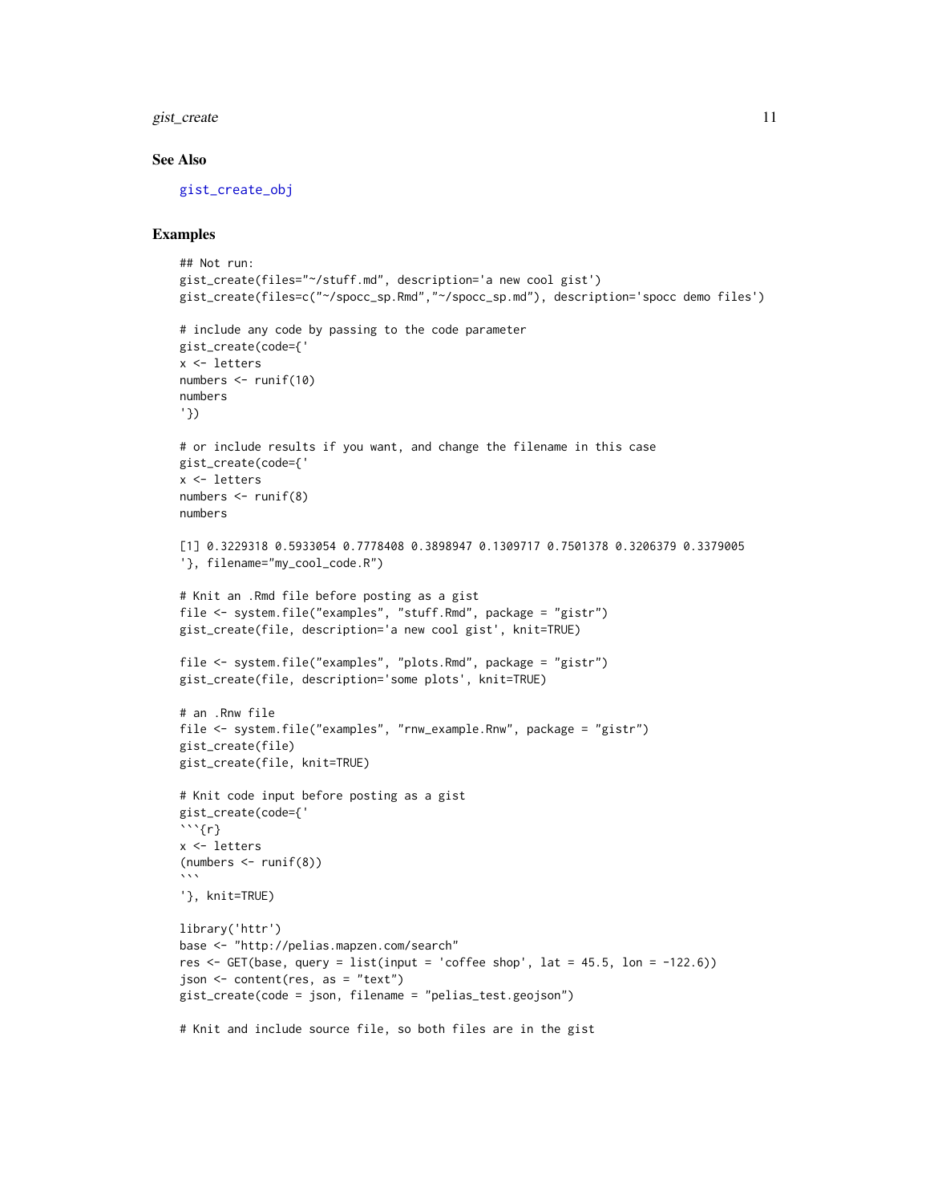### See Also

gist_create_obj

### Examples

```
## Not run:
gist_create(files="~/stuff.md", description='a new cool gist')
gist_create(files=c("~/spocc_sp.Rmd","~/spocc_sp.md"), description='spocc demo files')

# include any code by passing to the code parameter
gist_create(code={'
x <- letters
numbers <- runif(10)
numbers
'})

# or include results if you want, and change the filename in this case
gist_create(code={'
x <- letters
numbers <- runif(8)
numbers

[1] 0.3229318 0.5933054 0.7778408 0.3898947 0.1309717 0.7501378 0.3206379 0.3379005
'}, filename="my_cool_code.R")

# Knit an .Rmd file before posting as a gist
file <- system.file("examples", "stuff.Rmd", package = "gistr")
gist_create(file, description='a new cool gist', knit=TRUE)

file <- system.file("examples", "plots.Rmd", package = "gistr")
gist_create(file, description='some plots', knit=TRUE)

# an .Rnw file
file <- system.file("examples", "rnw_example.Rnw", package = "gistr")
gist_create(file)
gist_create(file, knit=TRUE)

# Knit code input before posting as a gist
gist_create(code={'
```{r}
x <- letters
(numbers <- runif(8))
```
'}, knit=TRUE)

library('httr')
base <- "http://pelias.mapzen.com/search"
res <- GET(base, query = list(input = 'coffee shop', lat = 45.5, lon = -122.6))
json <- content(res, as = "text")
gist_create(code = json, filename = "pelias_test.geojson")

# Knit and include source file, so both files are in the gist
```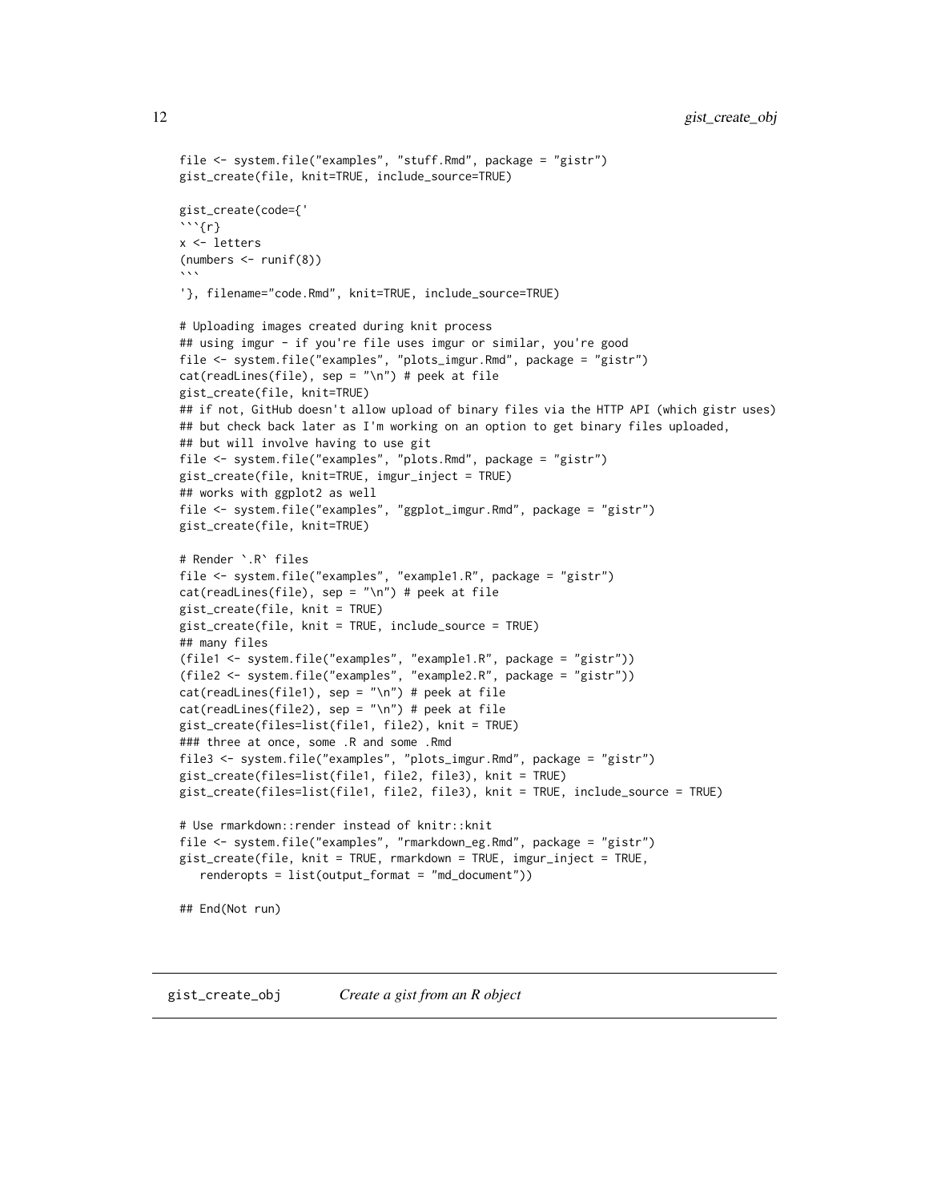```
file <- system.file("examples", "stuff.Rmd", package = "gistr")
gist_create(file, knit=TRUE, include_source=TRUE)

gist_create(code={'
```{r}
x <- letters
(numbers <- runif(8))
```
'}, filename="code.Rmd", knit=TRUE, include_source=TRUE)

# Uploading images created during knit process
## using imgur - if you're file uses imgur or similar, you're good
file <- system.file("examples", "plots_imgur.Rmd", package = "gistr")
cat(readLines(file), sep = "\n") # peek at file
gist_create(file, knit=TRUE)
## if not, GitHub doesn't allow upload of binary files via the HTTP API (which gistr uses)
## but check back later as I'm working on an option to get binary files uploaded,
## but will involve having to use git
file <- system.file("examples", "plots.Rmd", package = "gistr")
gist_create(file, knit=TRUE, imgur_inject = TRUE)
## works with ggplot2 as well
file <- system.file("examples", "ggplot_imgur.Rmd", package = "gistr")
gist_create(file, knit=TRUE)

# Render `.R` files
file <- system.file("examples", "example1.R", package = "gistr")
cat(readLines(file), sep = "\n") # peek at file
gist_create(file, knit = TRUE)
gist_create(file, knit = TRUE, include_source = TRUE)
## many files
(file1 <- system.file("examples", "example1.R", package = "gistr"))
(file2 <- system.file("examples", "example2.R", package = "gistr"))
cat(readLines(file1), sep = "\n") # peek at file
cat(readLines(file2), sep = "\n") # peek at file
gist_create(files=list(file1, file2), knit = TRUE)
### three at once, some .R and some .Rmd
file3 <- system.file("examples", "plots_imgur.Rmd", package = "gistr")
gist_create(files=list(file1, file2, file3), knit = TRUE)
gist_create(files=list(file1, file2, file3), knit = TRUE, include_source = TRUE)

# Use rmarkdown::render instead of knitr::knit
file <- system.file("examples", "rmarkdown_eg.Rmd", package = "gistr")
gist_create(file, knit = TRUE, rmarkdown = TRUE, imgur_inject = TRUE,
   renderopts = list(output_format = "md_document"))

## End(Not run)
```

## gist_create_obj — *Create a gist from an R object*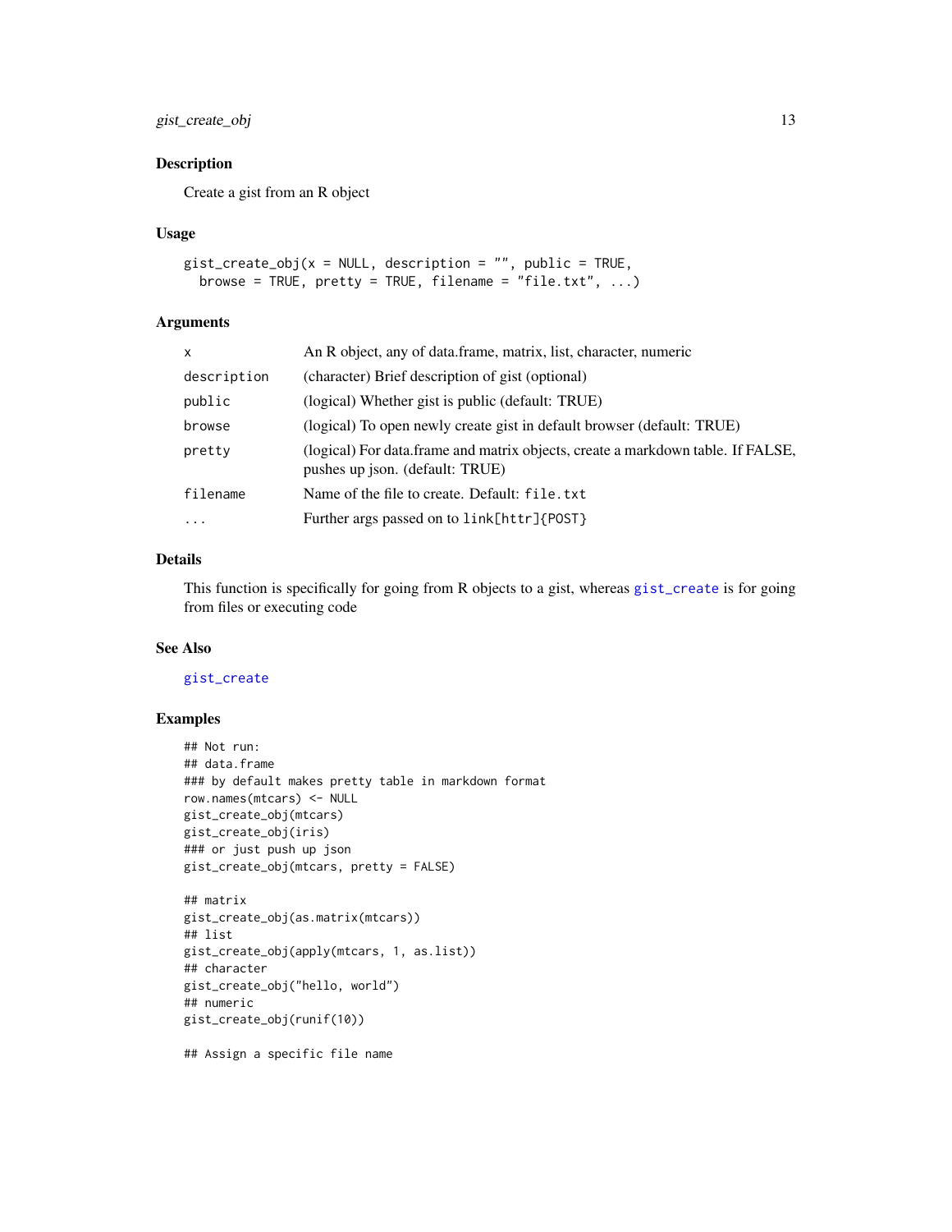## Description

Create a gist from an R object

## Usage

```
gist_create_obj(x = NULL, description = "", public = TRUE,
  browse = TRUE, pretty = TRUE, filename = "file.txt", ...)
```

## Arguments

| | |
|---|---|
| `x` | An R object, any of data.frame, matrix, list, character, numeric |
| `description` | (character) Brief description of gist (optional) |
| `public` | (logical) Whether gist is public (default: TRUE) |
| `browse` | (logical) To open newly create gist in default browser (default: TRUE) |
| `pretty` | (logical) For data.frame and matrix objects, create a markdown table. If FALSE, pushes up json. (default: TRUE) |
| `filename` | Name of the file to create. Default: `file.txt` |
| `...` | Further args passed on to `link[httr]{POST}` |

## Details

This function is specifically for going from R objects to a gist, whereas `gist_create` is for going from files or executing code

## See Also

`gist_create`

## Examples

```
## Not run:
## data.frame
### by default makes pretty table in markdown format
row.names(mtcars) <- NULL
gist_create_obj(mtcars)
gist_create_obj(iris)
### or just push up json
gist_create_obj(mtcars, pretty = FALSE)

## matrix
gist_create_obj(as.matrix(mtcars))
## list
gist_create_obj(apply(mtcars, 1, as.list))
## character
gist_create_obj("hello, world")
## numeric
gist_create_obj(runif(10))

## Assign a specific file name
```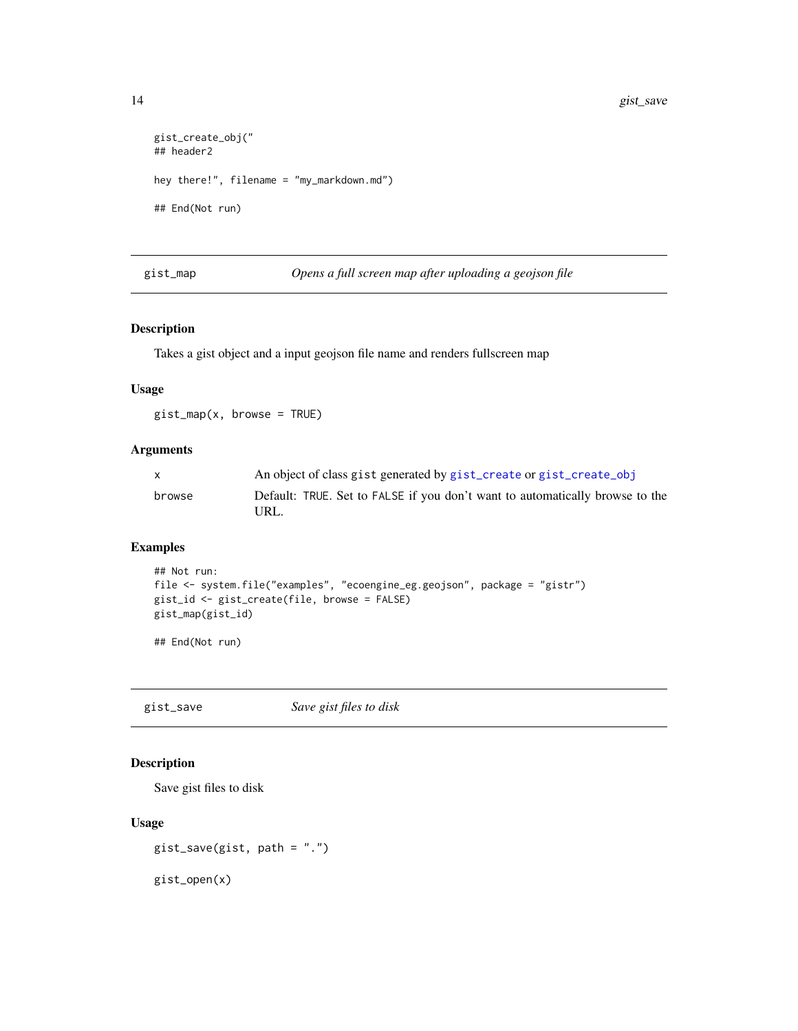```
gist_create_obj("
## header2

hey there!", filename = "my_markdown.md")

## End(Not run)
```

## gist_map — *Opens a full screen map after uploading a geojson file*

### Description

Takes a gist object and a input geojson file name and renders fullscreen map

### Usage

```
gist_map(x, browse = TRUE)
```

### Arguments

| | |
|---|---|
| `x` | An object of class `gist` generated by `gist_create` or `gist_create_obj` |
| `browse` | Default: `TRUE`. Set to `FALSE` if you don't want to automatically browse to the URL. |

### Examples

```
## Not run:
file <- system.file("examples", "ecoengine_eg.geojson", package = "gistr")
gist_id <- gist_create(file, browse = FALSE)
gist_map(gist_id)

## End(Not run)
```

## gist_save — *Save gist files to disk*

### Description

Save gist files to disk

### Usage

```
gist_save(gist, path = ".")

gist_open(x)
```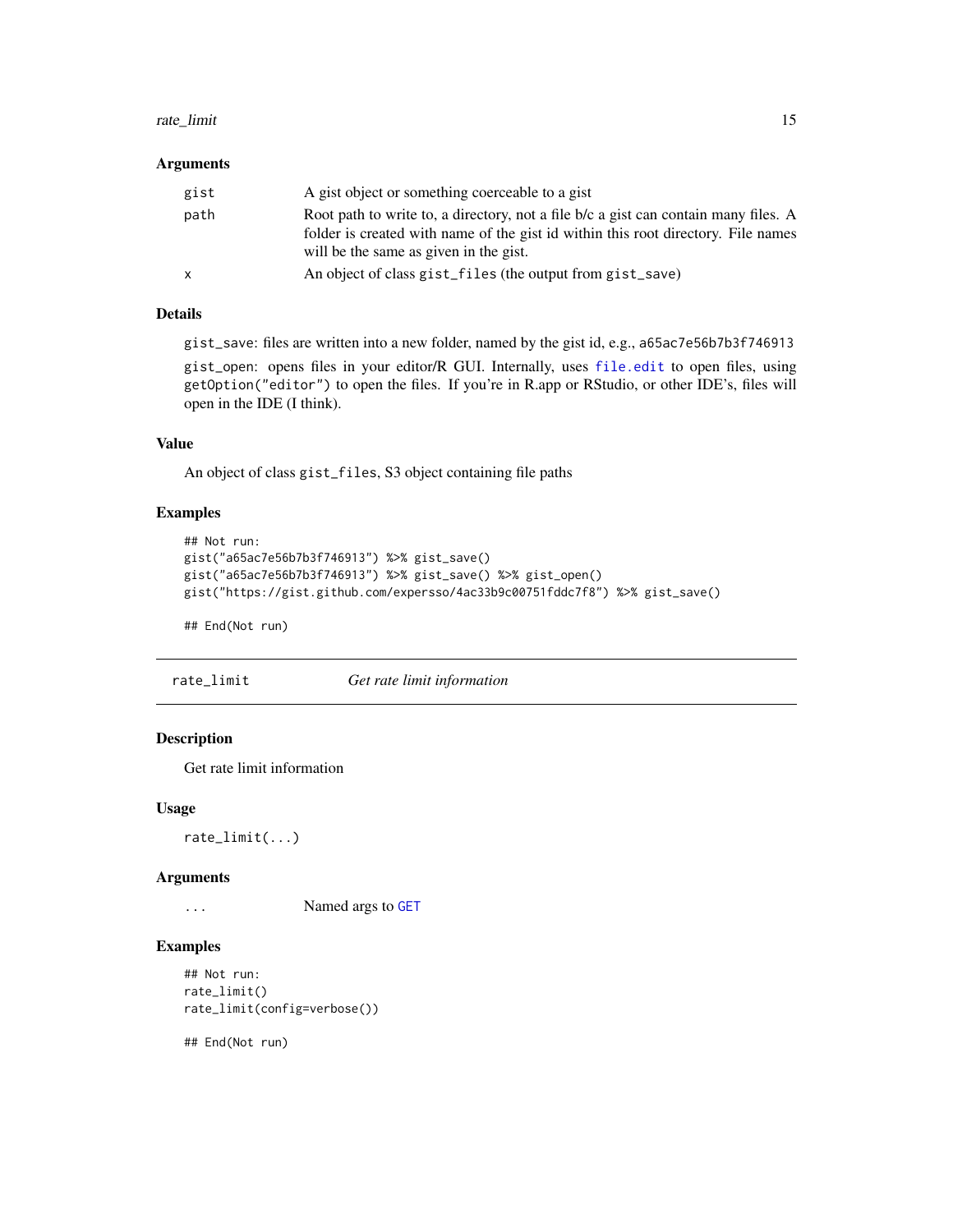### Arguments

| | |
|---|---|
| `gist` | A gist object or something coerceable to a gist |
| `path` | Root path to write to, a directory, not a file b/c a gist can contain many files. A folder is created with name of the gist id within this root directory. File names will be the same as given in the gist. |
| `x` | An object of class `gist_files` (the output from `gist_save`) |

### Details

`gist_save`: files are written into a new folder, named by the gist id, e.g., `a65ac7e56b7b3f746913`

`gist_open`: opens files in your editor/R GUI. Internally, uses `file.edit` to open files, using `getOption("editor")` to open the files. If you're in R.app or RStudio, or other IDE's, files will open in the IDE (I think).

### Value

An object of class `gist_files`, S3 object containing file paths

### Examples

```
## Not run:
gist("a65ac7e56b7b3f746913") %>% gist_save()
gist("a65ac7e56b7b3f746913") %>% gist_save() %>% gist_open()
gist("https://gist.github.com/expersso/4ac33b9c00751fddc7f8") %>% gist_save()

## End(Not run)
```

---

## rate_limit    *Get rate limit information*

---

### Description

Get rate limit information

### Usage

```
rate_limit(...)
```

### Arguments

| | |
|---|---|
| `...` | Named args to `GET` |

### Examples

```
## Not run:
rate_limit()
rate_limit(config=verbose())

## End(Not run)
```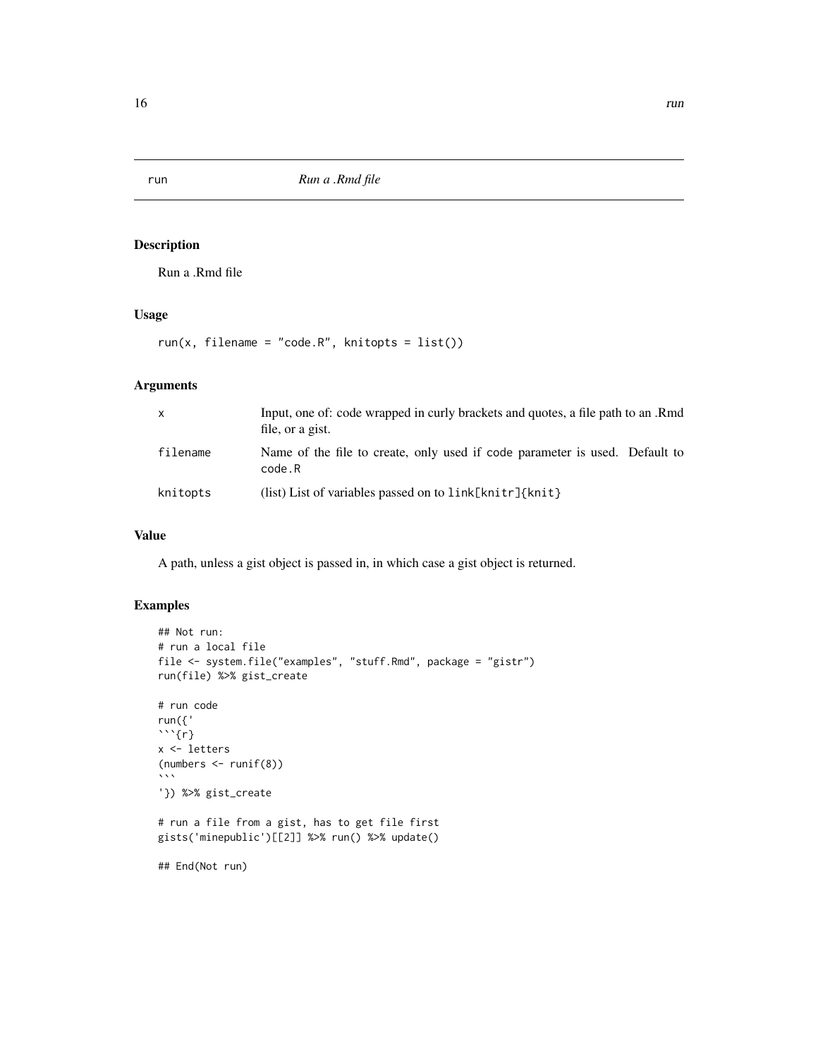## run — *Run a .Rmd file*

### Description

Run a .Rmd file

### Usage

```
run(x, filename = "code.R", knitopts = list())
```

### Arguments

| | |
|---|---|
| `x` | Input, one of: code wrapped in curly brackets and quotes, a file path to an .Rmd file, or a gist. |
| `filename` | Name of the file to create, only used if `code` parameter is used. Default to `code.R` |
| `knitopts` | (list) List of variables passed on to `link[knitr]{knit}` |

### Value

A path, unless a gist object is passed in, in which case a gist object is returned.

### Examples

````
## Not run:
# run a local file
file <- system.file("examples", "stuff.Rmd", package = "gistr")
run(file) %>% gist_create

# run code
run({'
```{r}
x <- letters
(numbers <- runif(8))
```
'}) %>% gist_create

# run a file from a gist, has to get file first
gists('minepublic')[[2]] %>% run() %>% update()

## End(Not run)
````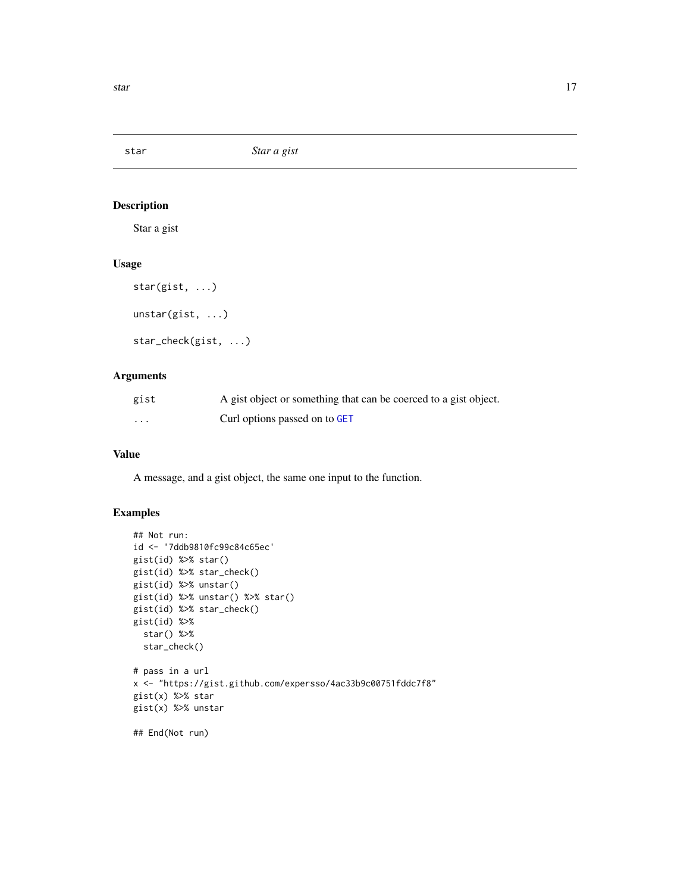star *Star a gist*

## Description

Star a gist

## Usage

```
star(gist, ...)

unstar(gist, ...)

star_check(gist, ...)
```

## Arguments

| | |
|---|---|
| gist | A gist object or something that can be coerced to a gist object. |
| ... | Curl options passed on to GET |

## Value

A message, and a gist object, the same one input to the function.

## Examples

```
## Not run:
id <- '7ddb9810fc99c84c65ec'
gist(id) %>% star()
gist(id) %>% star_check()
gist(id) %>% unstar()
gist(id) %>% unstar() %>% star()
gist(id) %>% star_check()
gist(id) %>%
  star() %>%
  star_check()

# pass in a url
x <- "https://gist.github.com/expersso/4ac33b9c00751fddc7f8"
gist(x) %>% star
gist(x) %>% unstar

## End(Not run)
```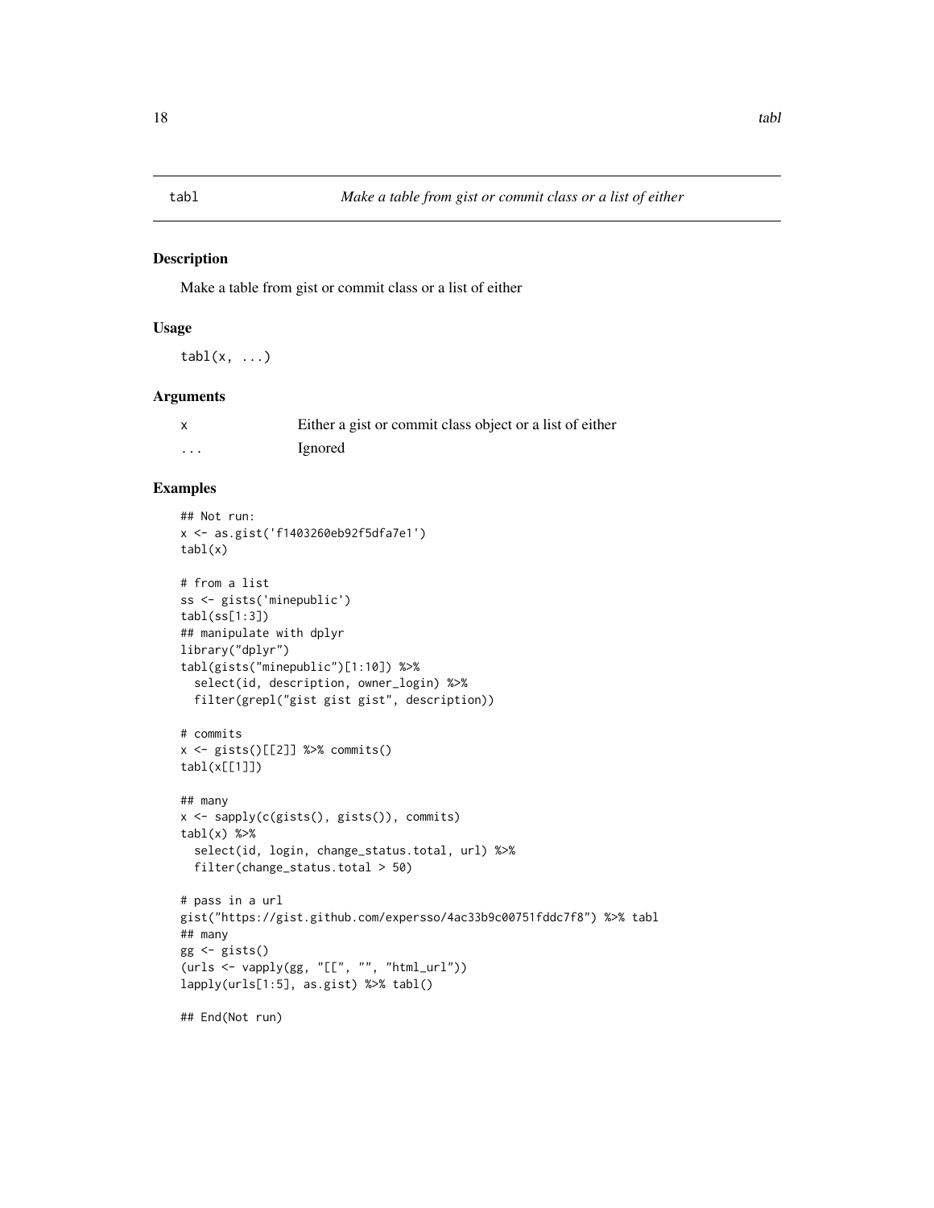# tabl — *Make a table from gist or commit class or a list of either*

## Description

Make a table from gist or commit class or a list of either

## Usage

```
tabl(x, ...)
```

## Arguments

| | |
|---|---|
| x | Either a gist or commit class object or a list of either |
| ... | Ignored |

## Examples

```
## Not run:
x <- as.gist('f1403260eb92f5dfa7e1')
tabl(x)

# from a list
ss <- gists('minepublic')
tabl(ss[1:3])
## manipulate with dplyr
library("dplyr")
tabl(gists("minepublic")[1:10]) %>%
  select(id, description, owner_login) %>%
  filter(grepl("gist gist gist", description))

# commits
x <- gists()[[2]] %>% commits()
tabl(x[[1]])

## many
x <- sapply(c(gists(), gists()), commits)
tabl(x) %>%
  select(id, login, change_status.total, url) %>%
  filter(change_status.total > 50)

# pass in a url
gist("https://gist.github.com/expersso/4ac33b9c00751fddc7f8") %>% tabl
## many
gg <- gists()
(urls <- vapply(gg, "[[", "", "html_url"))
lapply(urls[1:5], as.gist) %>% tabl()

## End(Not run)
```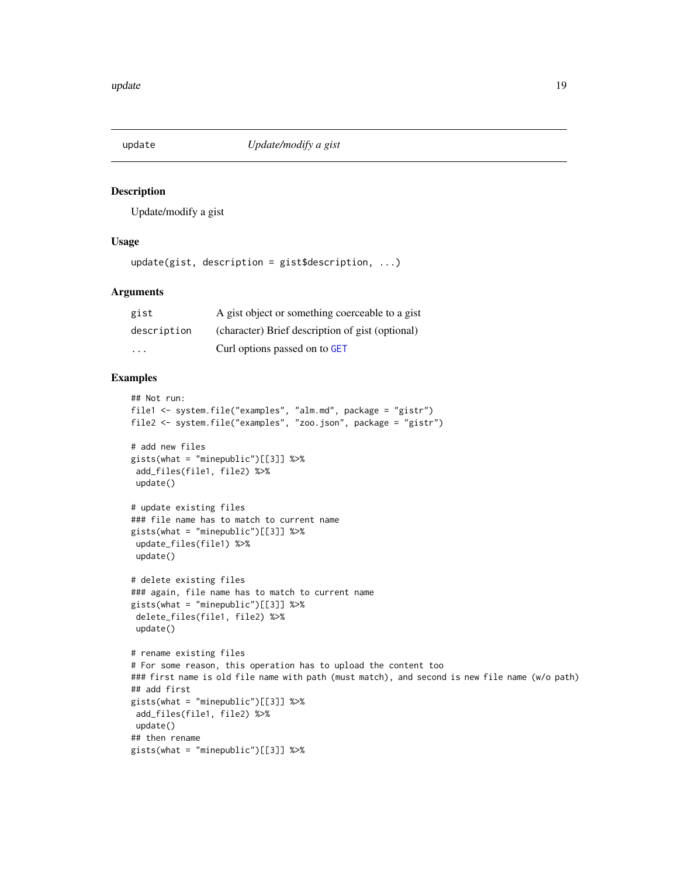# update — *Update/modify a gist*

## Description

Update/modify a gist

## Usage

```
update(gist, description = gist$description, ...)
```

## Arguments

| | |
|---|---|
| gist | A gist object or something coerceable to a gist |
| description | (character) Brief description of gist (optional) |
| ... | Curl options passed on to GET |

## Examples

```
## Not run:
file1 <- system.file("examples", "alm.md", package = "gistr")
file2 <- system.file("examples", "zoo.json", package = "gistr")

# add new files
gists(what = "minepublic")[[3]] %>%
 add_files(file1, file2) %>%
 update()

# update existing files
### file name has to match to current name
gists(what = "minepublic")[[3]] %>%
 update_files(file1) %>%
 update()

# delete existing files
### again, file name has to match to current name
gists(what = "minepublic")[[3]] %>%
 delete_files(file1, file2) %>%
 update()

# rename existing files
# For some reason, this operation has to upload the content too
### first name is old file name with path (must match), and second is new file name (w/o path)
## add first
gists(what = "minepublic")[[3]] %>%
 add_files(file1, file2) %>%
 update()
## then rename
gists(what = "minepublic")[[3]] %>%
```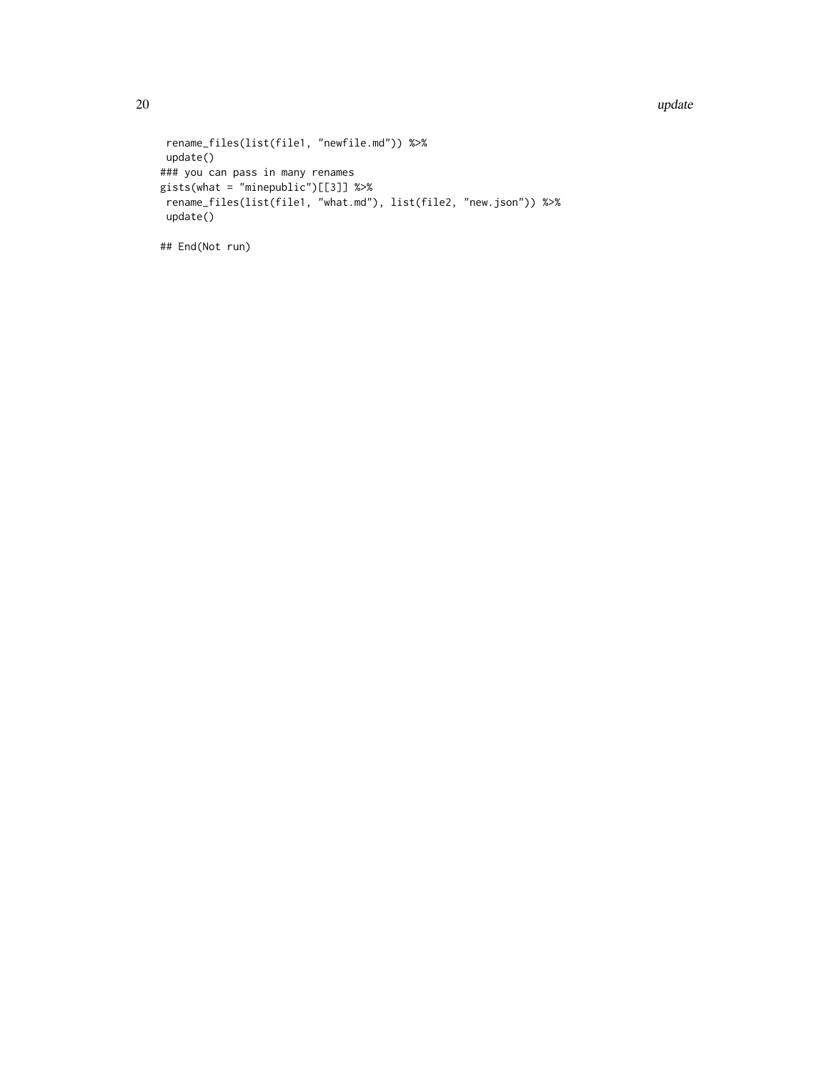```
 rename_files(list(file1, "newfile.md")) %>%
 update()
### you can pass in many renames
gists(what = "minepublic")[[3]] %>%
 rename_files(list(file1, "what.md"), list(file2, "new.json")) %>%
 update()

## End(Not run)
```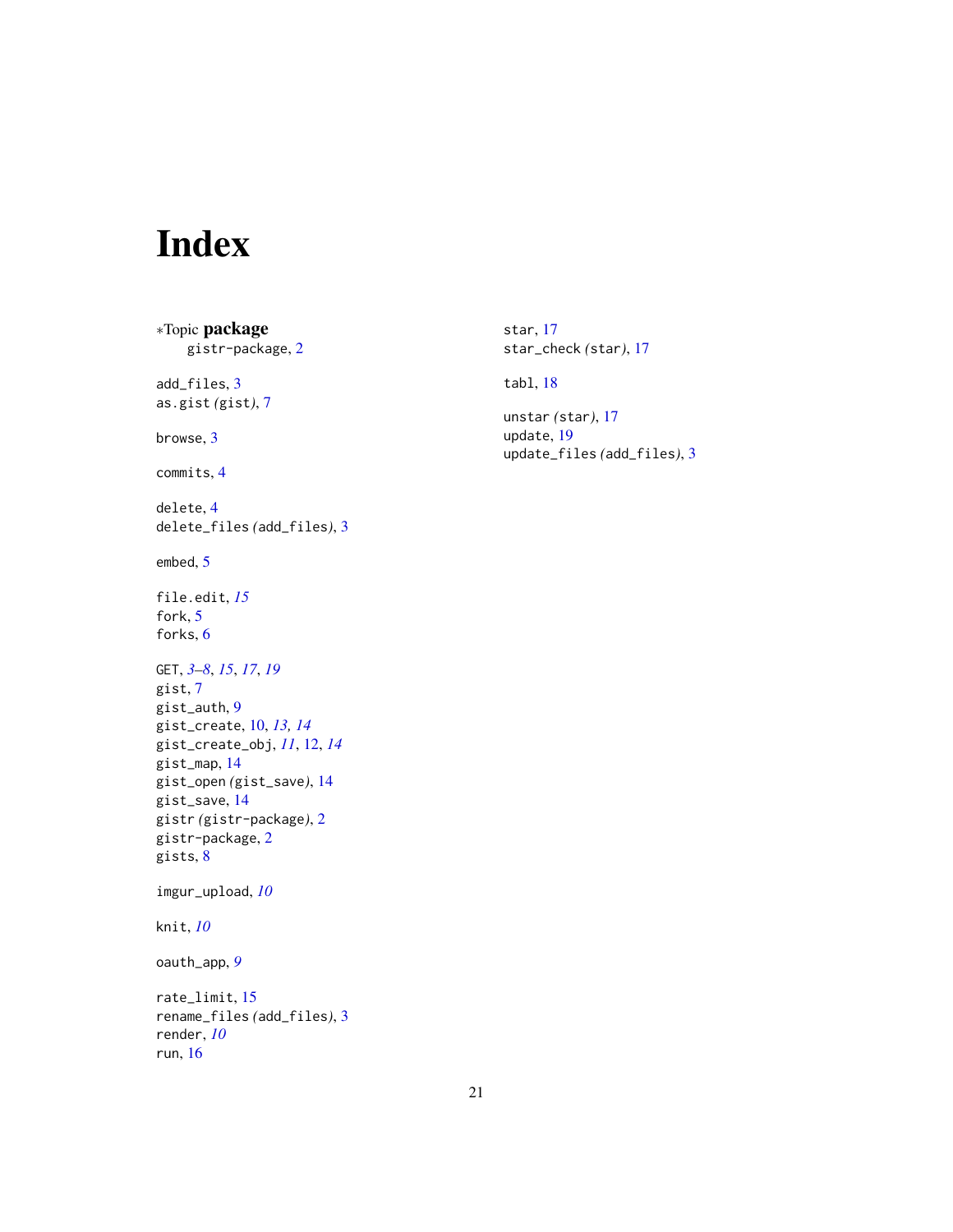# Index

*Topic **package**
gistr-package, 2

add_files, 3
as.gist *(gist)*, 7

browse, 3

commits, 4

delete, 4
delete_files *(add_files)*, 3

embed, 5

file.edit, *15*
fork, 5
forks, 6

GET, *3–8*, *15*, *17*, *19*
gist, 7
gist_auth, 9
gist_create, 10, *13, 14*
gist_create_obj, *11*, 12, *14*
gist_map, 14
gist_open *(gist_save)*, 14
gist_save, 14
gistr *(gistr-package)*, 2
gistr-package, 2
gists, 8

imgur_upload, *10*

knit, *10*

oauth_app, *9*

rate_limit, 15
rename_files *(add_files)*, 3
render, *10*
run, 16

star, 17
star_check *(star)*, 17

tabl, 18

unstar *(star)*, 17
update, 19
update_files *(add_files)*, 3